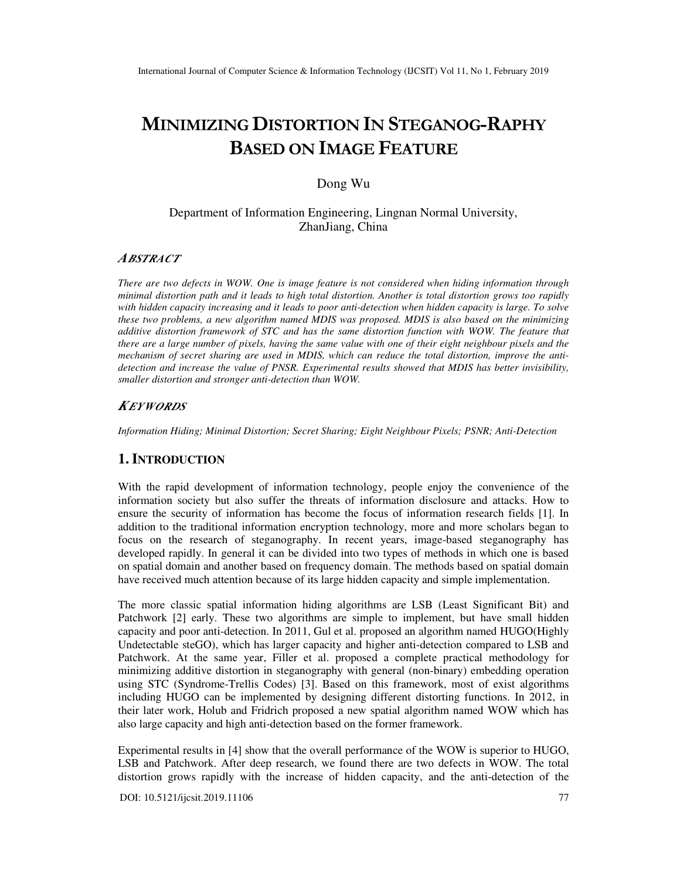# MINIMIZING DISTORTION IN STEGANOG-RAPHY BASED ON IMAGE FEATURE

Dong Wu

Department of Information Engineering, Lingnan Normal University, ZhanJiang, China

## ABSTRACT

*There are two defects in WOW. One is image feature is not considered when hiding information through minimal distortion path and it leads to high total distortion. Another is total distortion grows too rapidly with hidden capacity increasing and it leads to poor anti-detection when hidden capacity is large. To solve these two problems, a new algorithm named MDIS was proposed. MDIS is also based on the minimizing additive distortion framework of STC and has the same distortion function with WOW. The feature that there are a large number of pixels, having the same value with one of their eight neighbour pixels and the mechanism of secret sharing are used in MDIS, which can reduce the total distortion, improve the anti-detection and increase the value of PNSR. Experimental results showed that MDIS has better invisibility, smaller distortion and stronger anti-detection than WOW.*

## KEYWORDS

*Information Hiding; Minimal Distortion; Secret Sharing; Eight Neighbour Pixels; PSNR; Anti-Detection*

## 1. INTRODUCTION

With the rapid development of information technology, people enjoy the convenience of the information society but also suffer the threats of information disclosure and attacks. How to ensure the security of information has become the focus of information research fields [1]. In addition to the traditional information encryption technology, more and more scholars began to focus on the research of steganography. In recent years, image-based steganography has developed rapidly. In general it can be divided into two types of methods in which one is based on spatial domain and another based on frequency domain. The methods based on spatial domain have received much attention because of its large hidden capacity and simple implementation.

The more classic spatial information hiding algorithms are LSB (Least Significant Bit) and Patchwork [2] early. These two algorithms are simple to implement, but have small hidden capacity and poor anti-detection. In 2011, Gul et al. proposed an algorithm named HUGO(Highly Undetectable steGO), which has larger capacity and higher anti-detection compared to LSB and Patchwork. At the same year, Filler et al. proposed a complete practical methodology for minimizing additive distortion in steganography with general (non-binary) embedding operation using STC (Syndrome-Trellis Codes) [3]. Based on this framework, most of exist algorithms including HUGO can be implemented by designing different distorting functions. In 2012, in their later work, Holub and Fridrich proposed a new spatial algorithm named WOW which has also large capacity and high anti-detection based on the former framework.

Experimental results in [4] show that the overall performance of the WOW is superior to HUGO, LSB and Patchwork. After deep research, we found there are two defects in WOW. The total distortion grows rapidly with the increase of hidden capacity, and the anti-detection of the

DOI: 10.5121/ijcsit.2019.11106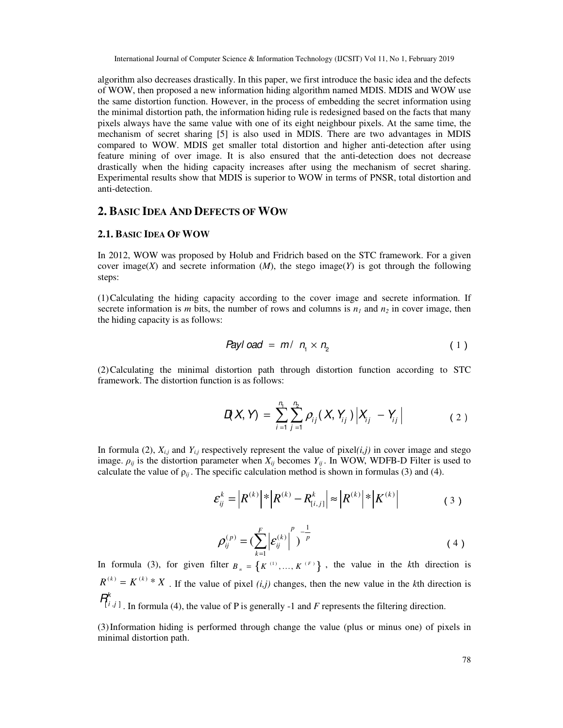algorithm also decreases drastically. In this paper, we first introduce the basic idea and the defects of WOW, then proposed a new information hiding algorithm named MDIS. MDIS and WOW use the same distortion function. However, in the process of embedding the secret information using the minimal distortion path, the information hiding rule is redesigned based on the facts that many pixels always have the same value with one of its eight neighbour pixels. At the same time, the mechanism of secret sharing [5] is also used in MDIS. There are two advantages in MDIS compared to WOW. MDIS get smaller total distortion and higher anti-detection after using feature mining of over image. It is also ensured that the anti-detection does not decrease drastically when the hiding capacity increases after using the mechanism of secret sharing. Experimental results show that MDIS is superior to WOW in terms of PNSR, total distortion and anti-detection.

## 2. Basic Idea And Defects of WOw

### 2.1. Basic Idea Of WOW

In 2012, WOW was proposed by Holub and Fridrich based on the STC framework. For a given cover image($X$) and secrete information ($M$), the stego image($Y$) is got through the following steps:

(1) Calculating the hiding capacity according to the cover image and secrete information. If secrete information is $m$ bits, the number of rows and columns is $n_1$ and $n_2$ in cover image, then the hiding capacity is as follows:

$$Payload = m / n_1 \times n_2 \tag{1}$$

(2) Calculating the minimal distortion path through distortion function according to STC framework. The distortion function is as follows:

$$D(X,Y) = \sum_{i=1}^{n_1} \sum_{j=1}^{n_2} \rho_{ij}(X, Y_{ij}) \left| X_{ij} - Y_{ij} \right| \tag{2}$$

In formula (2), $X_{i,j}$ and $Y_{i,j}$ respectively represent the value of pixel$(i,j)$ in cover image and stego image. $\rho_{ij}$ is the distortion parameter when $X_{ij}$ becomes $Y_{ij}$. In WOW, WDFB-D Filter is used to calculate the value of $\rho_{ij}$. The specific calculation method is shown in formulas (3) and (4).

$$\varepsilon_{ij}^{k} = \left| R^{(k)} \right| * \left| R^{(k)} - R_{[i,j]}^{k} \right| \approx \left| R^{(k)} \right| * \left| K^{(k)} \right| \tag{3}$$

$$\rho_{ij}^{(p)} = \left( \sum_{k=1}^{F} \left| \varepsilon_{ij}^{(k)} \right|^{p} \right)^{-\frac{1}{p}} \tag{4}$$

In formula (3), for given filter $B_n = \{K^{(1)}, \ldots, K^{(F)}\}$, the value in the $k$th direction is $R^{(k)} = K^{(k)} * X$. If the value of pixel $(i,j)$ changes, then the new value in the $k$th direction is $R_{[i,j]}^{k}$. In formula (4), the value of P is generally -1 and $F$ represents the filtering direction.

(3) Information hiding is performed through change the value (plus or minus one) of pixels in minimal distortion path.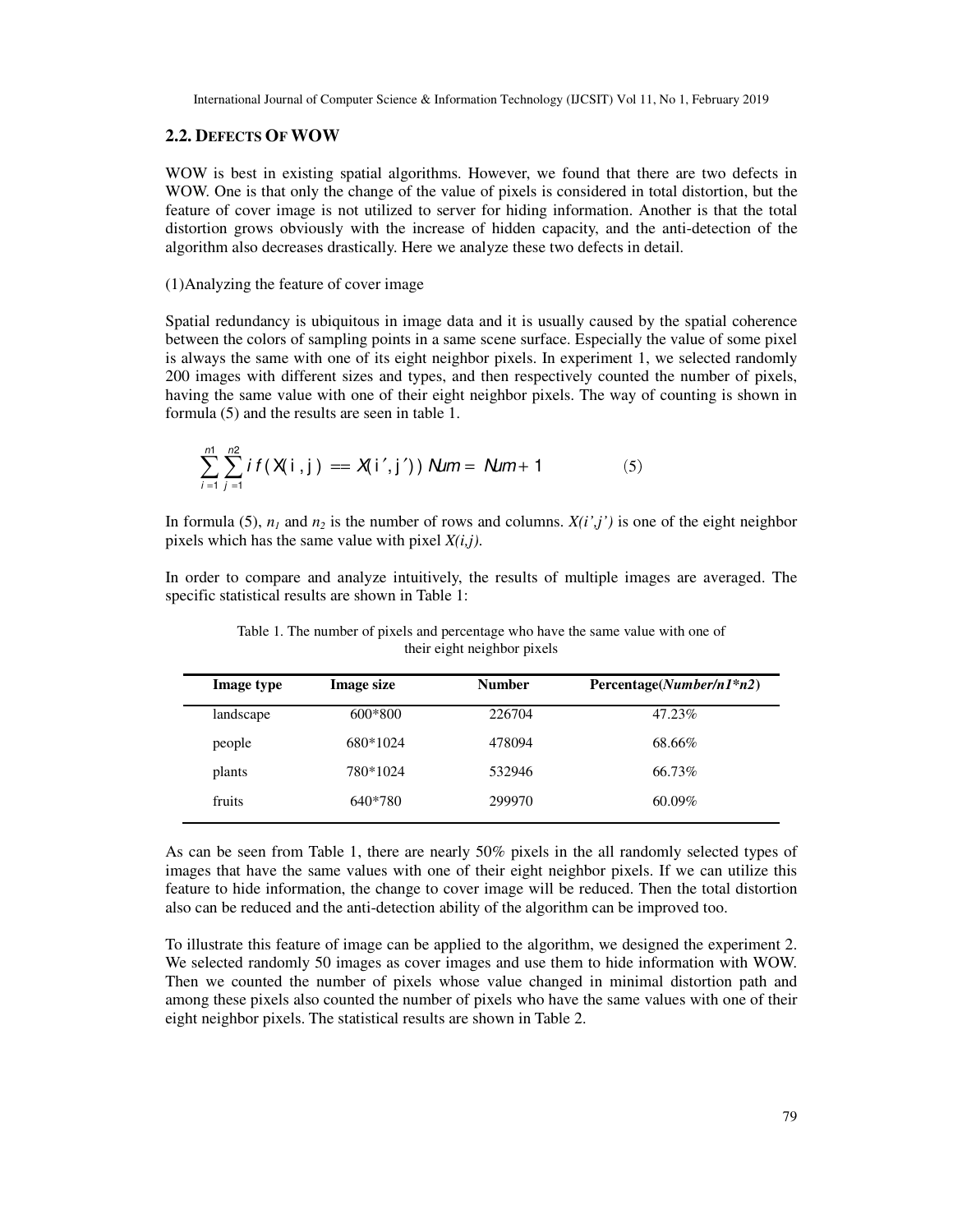## 2.2. DEFECTS OF WOW

WOW is best in existing spatial algorithms. However, we found that there are two defects in WOW. One is that only the change of the value of pixels is considered in total distortion, but the feature of cover image is not utilized to server for hiding information. Another is that the total distortion grows obviously with the increase of hidden capacity, and the anti-detection of the algorithm also decreases drastically. Here we analyze these two defects in detail.

(1)Analyzing the feature of cover image

Spatial redundancy is ubiquitous in image data and it is usually caused by the spatial coherence between the colors of sampling points in a same scene surface. Especially the value of some pixel is always the same with one of its eight neighbor pixels. In experiment 1, we selected randomly 200 images with different sizes and types, and then respectively counted the number of pixels, having the same value with one of their eight neighbor pixels. The way of counting is shown in formula (5) and the results are seen in table 1.

$$\sum_{i=1}^{n1}\sum_{j=1}^{n2} if\,(X(i,j) == X(i',j'))\; Num = Num + 1 \qquad (5)$$

In formula (5), $n_1$ and $n_2$ is the number of rows and columns. $X(i',j')$ is one of the eight neighbor pixels which has the same value with pixel $X(i,j)$.

In order to compare and analyze intuitively, the results of multiple images are averaged. The specific statistical results are shown in Table 1:

Table 1. The number of pixels and percentage who have the same value with one of their eight neighbor pixels

| Image type | Image size | Number | Percentage(*Number/n1\*n2*) |
|---|---|---|---|
| landscape | 600*800 | 226704 | 47.23% |
| people | 680*1024 | 478094 | 68.66% |
| plants | 780*1024 | 532946 | 66.73% |
| fruits | 640*780 | 299970 | 60.09% |

As can be seen from Table 1, there are nearly 50% pixels in the all randomly selected types of images that have the same values with one of their eight neighbor pixels. If we can utilize this feature to hide information, the change to cover image will be reduced. Then the total distortion also can be reduced and the anti-detection ability of the algorithm can be improved too.

To illustrate this feature of image can be applied to the algorithm, we designed the experiment 2. We selected randomly 50 images as cover images and use them to hide information with WOW. Then we counted the number of pixels whose value changed in minimal distortion path and among these pixels also counted the number of pixels who have the same values with one of their eight neighbor pixels. The statistical results are shown in Table 2.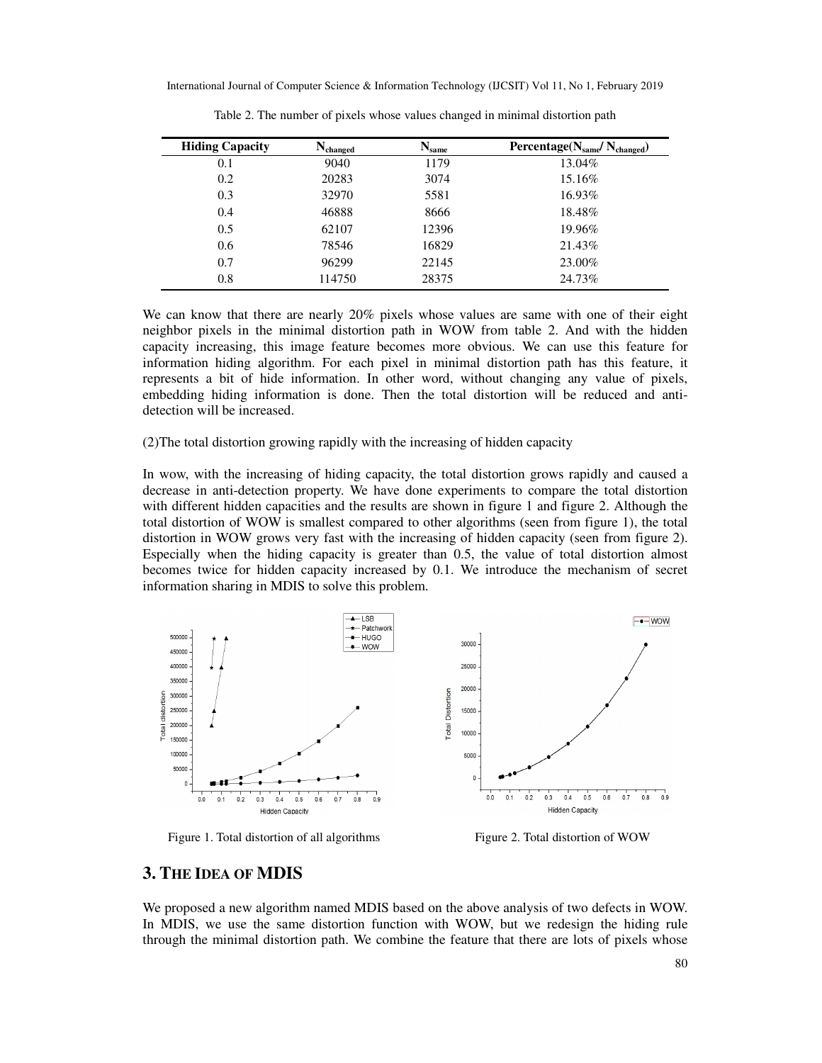Table 2. The number of pixels whose values changed in minimal distortion path

| Hiding Capacity | $N_{changed}$ | $N_{same}$ | Percentage($N_{same}$/ $N_{changed}$) |
|---|---|---|---|
| 0.1 | 9040 | 1179 | 13.04% |
| 0.2 | 20283 | 3074 | 15.16% |
| 0.3 | 32970 | 5581 | 16.93% |
| 0.4 | 46888 | 8666 | 18.48% |
| 0.5 | 62107 | 12396 | 19.96% |
| 0.6 | 78546 | 16829 | 21.43% |
| 0.7 | 96299 | 22145 | 23.00% |
| 0.8 | 114750 | 28375 | 24.73% |

We can know that there are nearly 20% pixels whose values are same with one of their eight neighbor pixels in the minimal distortion path in WOW from table 2. And with the hidden capacity increasing, this image feature becomes more obvious. We can use this feature for information hiding algorithm. For each pixel in minimal distortion path has this feature, it represents a bit of hide information. In other word, without changing any value of pixels, embedding hiding information is done. Then the total distortion will be reduced and anti-detection will be increased.

(2)The total distortion growing rapidly with the increasing of hidden capacity

In wow, with the increasing of hiding capacity, the total distortion grows rapidly and caused a decrease in anti-detection property. We have done experiments to compare the total distortion with different hidden capacities and the results are shown in figure 1 and figure 2. Although the total distortion of WOW is smallest compared to other algorithms (seen from figure 1), the total distortion in WOW grows very fast with the increasing of hidden capacity (seen from figure 2). Especially when the hiding capacity is greater than 0.5, the value of total distortion almost becomes twice for hidden capacity increased by 0.1. We introduce the mechanism of secret information sharing in MDIS to solve this problem.

Figure 1. Total distortion of all algorithms

Figure 2. Total distortion of WOW

## 3. THE IDEA OF MDIS

We proposed a new algorithm named MDIS based on the above analysis of two defects in WOW. In MDIS, we use the same distortion function with WOW, but we redesign the hiding rule through the minimal distortion path. We combine the feature that there are lots of pixels whose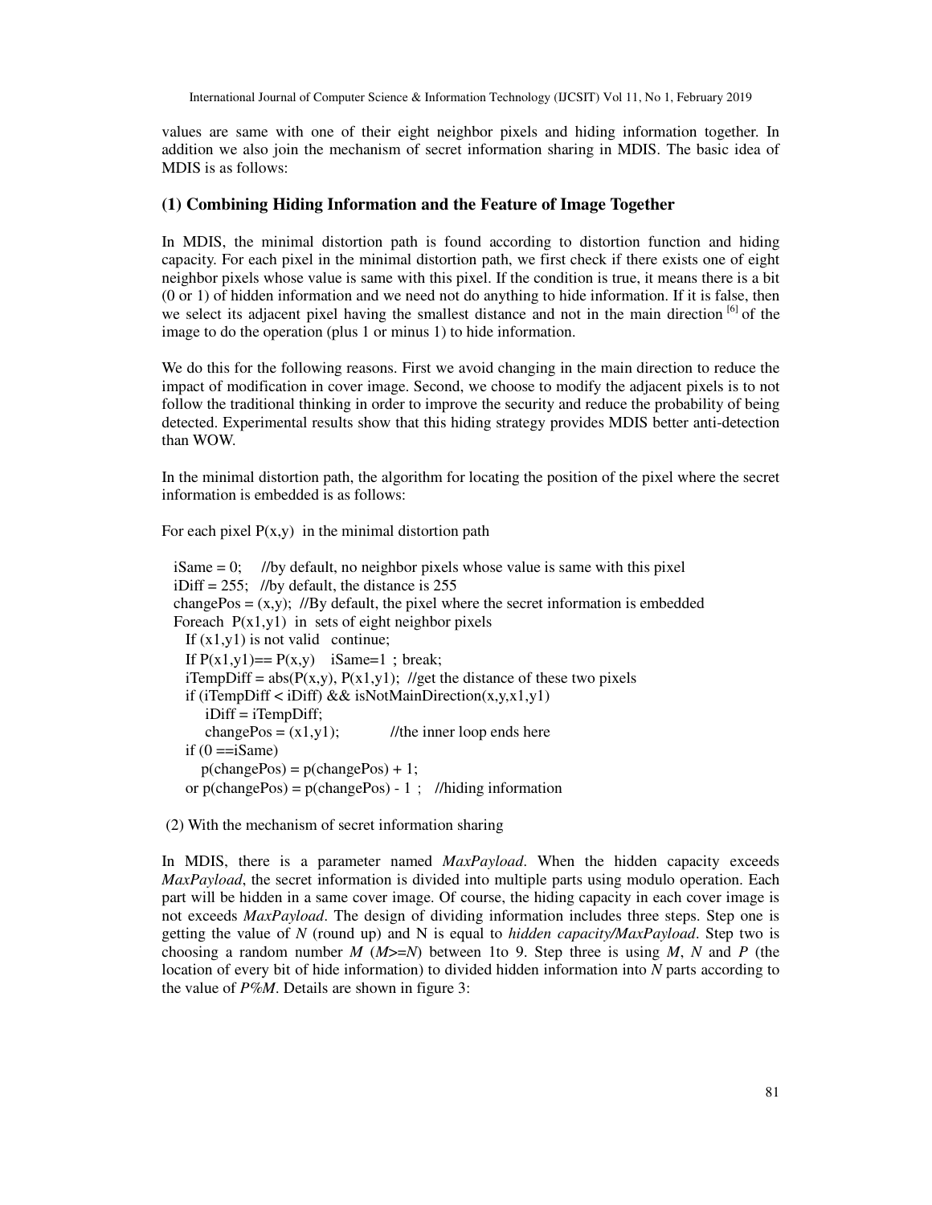values are same with one of their eight neighbor pixels and hiding information together. In addition we also join the mechanism of secret information sharing in MDIS. The basic idea of MDIS is as follows:

### (1) Combining Hiding Information and the Feature of Image Together

In MDIS, the minimal distortion path is found according to distortion function and hiding capacity. For each pixel in the minimal distortion path, we first check if there exists one of eight neighbor pixels whose value is same with this pixel. If the condition is true, it means there is a bit (0 or 1) of hidden information and we need not do anything to hide information. If it is false, then we select its adjacent pixel having the smallest distance and not in the main direction [6] of the image to do the operation (plus 1 or minus 1) to hide information.

We do this for the following reasons. First we avoid changing in the main direction to reduce the impact of modification in cover image. Second, we choose to modify the adjacent pixels is to not follow the traditional thinking in order to improve the security and reduce the probability of being detected. Experimental results show that this hiding strategy provides MDIS better anti-detection than WOW.

In the minimal distortion path, the algorithm for locating the position of the pixel where the secret information is embedded is as follows:

For each pixel P(x,y) in the minimal distortion path

```
  iSame = 0;     //by default, no neighbor pixels whose value is same with this pixel
  iDiff = 255;   //by default, the distance is 255
  changePos = (x,y);  //By default, the pixel where the secret information is embedded
  Foreach  P(x1,y1)  in  sets of eight neighbor pixels
    If (x1,y1) is not valid   continue;
    If P(x1,y1)== P(x,y)    iSame=1 ; break;
    iTempDiff = abs(P(x,y), P(x1,y1);  //get the distance of these two pixels
    if (iTempDiff < iDiff) && isNotMainDirection(x,y,x1,y1)
        iDiff = iTempDiff;
        changePos = (x1,y1);            //the inner loop ends here
    if (0 ==iSame)
       p(changePos) = p(changePos) + 1;
    or p(changePos) = p(changePos) - 1 ;   //hiding information
```

(2) With the mechanism of secret information sharing

In MDIS, there is a parameter named *MaxPayload*. When the hidden capacity exceeds *MaxPayload*, the secret information is divided into multiple parts using modulo operation. Each part will be hidden in a same cover image. Of course, the hiding capacity in each cover image is not exceeds *MaxPayload*. The design of dividing information includes three steps. Step one is getting the value of $N$ (round up) and N is equal to *hidden capacity/MaxPayload*. Step two is choosing a random number $M$ ($M>=N$) between 1to 9. Step three is using $M$, $N$ and $P$ (the location of every bit of hide information) to divided hidden information into $N$ parts according to the value of $P\%M$. Details are shown in figure 3: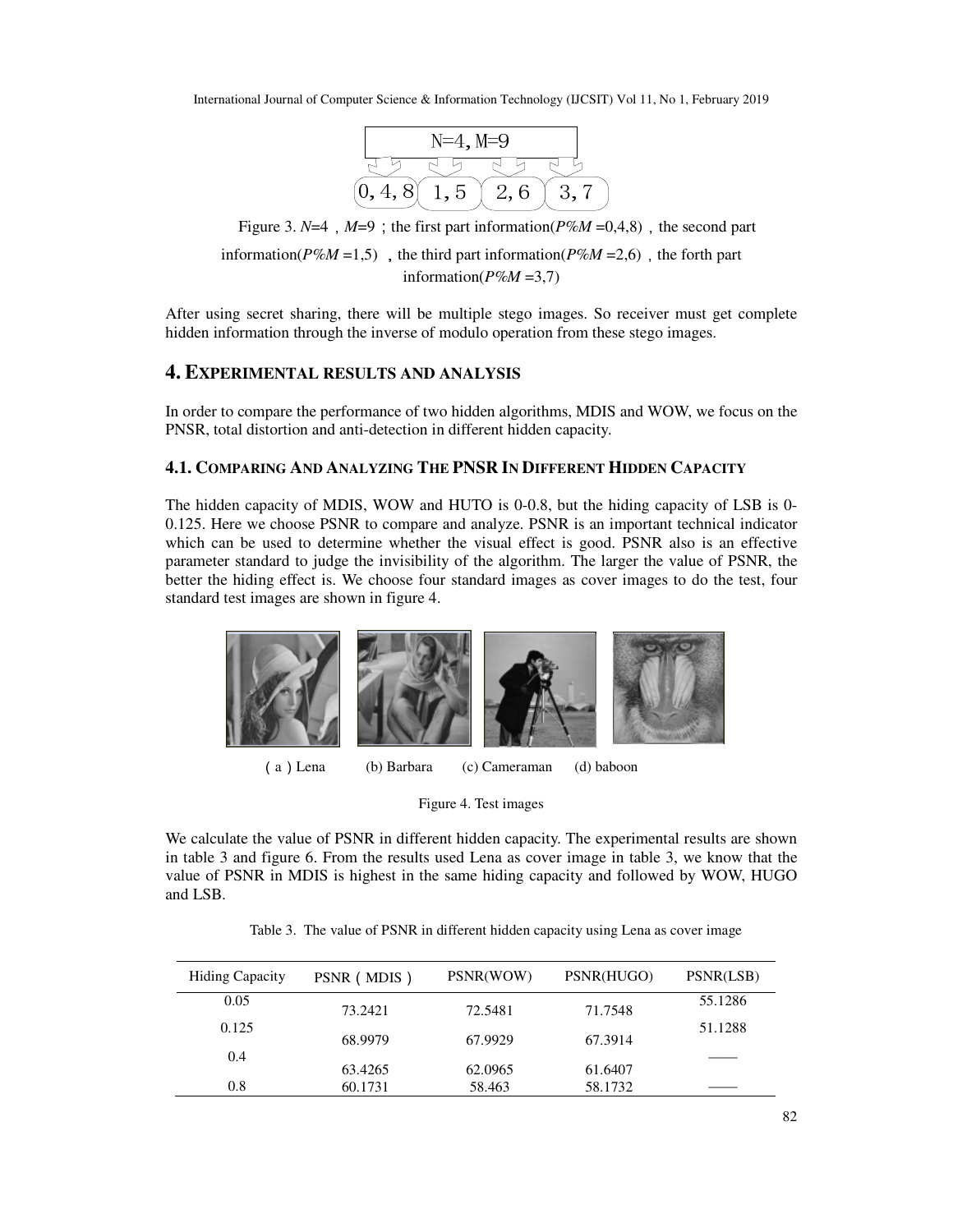N=4, M=9

0, 4, 8 | 1, 5 | 2, 6 | 3, 7

Figure 3. $N$=4，$M$=9；the first part information($P\%M$ =0,4,8)，the second part information($P\%M$ =1,5) ，the third part information($P\%M$ =2,6)，the forth part information($P\%M$ =3,7)

After using secret sharing, there will be multiple stego images. So receiver must get complete hidden information through the inverse of modulo operation from these stego images.

## 4. Experimental results and analysis

In order to compare the performance of two hidden algorithms, MDIS and WOW, we focus on the PNSR, total distortion and anti-detection in different hidden capacity.

### 4.1. Comparing And Analyzing The PNSR In Different Hidden Capacity

The hidden capacity of MDIS, WOW and HUTO is 0-0.8, but the hiding capacity of LSB is 0-0.125. Here we choose PSNR to compare and analyze. PSNR is an important technical indicator which can be used to determine whether the visual effect is good. PSNR also is an effective parameter standard to judge the invisibility of the algorithm. The larger the value of PSNR, the better the hiding effect is. We choose four standard images as cover images to do the test, four standard test images are shown in figure 4.

( a ) Lena (b) Barbara (c) Cameraman (d) baboon

Figure 4. Test images

We calculate the value of PSNR in different hidden capacity. The experimental results are shown in table 3 and figure 6. From the results used Lena as cover image in table 3, we know that the value of PSNR in MDIS is highest in the same hiding capacity and followed by WOW, HUGO and LSB.

Table 3. The value of PSNR in different hidden capacity using Lena as cover image

| Hiding Capacity | PSNR ( MDIS ) | PSNR(WOW) | PSNR(HUGO) | PSNR(LSB) |
|---|---|---|---|---|
| 0.05 | 73.2421 | 72.5481 | 71.7548 | 55.1286 |
| 0.125 | 68.9979 | 67.9929 | 67.3914 | 51.1288 |
| 0.4 | 63.4265 | 62.0965 | 61.6407 | —— |
| 0.8 | 60.1731 | 58.463 | 58.1732 | —— |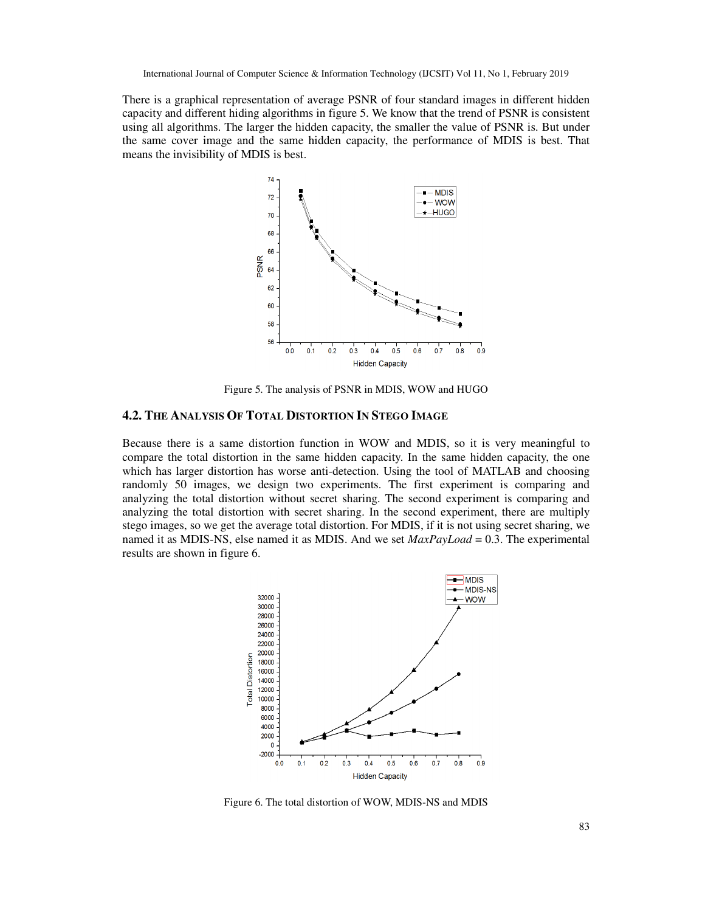There is a graphical representation of average PSNR of four standard images in different hidden capacity and different hiding algorithms in figure 5. We know that the trend of PSNR is consistent using all algorithms. The larger the hidden capacity, the smaller the value of PSNR is. But under the same cover image and the same hidden capacity, the performance of MDIS is best. That means the invisibility of MDIS is best.

Figure 5. The analysis of PSNR in MDIS, WOW and HUGO

### 4.2. The Analysis Of Total Distortion In Stego Image

Because there is a same distortion function in WOW and MDIS, so it is very meaningful to compare the total distortion in the same hidden capacity. In the same hidden capacity, the one which has larger distortion has worse anti-detection. Using the tool of MATLAB and choosing randomly 50 images, we design two experiments. The first experiment is comparing and analyzing the total distortion without secret sharing. The second experiment is comparing and analyzing the total distortion with secret sharing. In the second experiment, there are multiply stego images, so we get the average total distortion. For MDIS, if it is not using secret sharing, we named it as MDIS-NS, else named it as MDIS. And we set *MaxPayLoad* = 0.3. The experimental results are shown in figure 6.

Figure 6. The total distortion of WOW, MDIS-NS and MDIS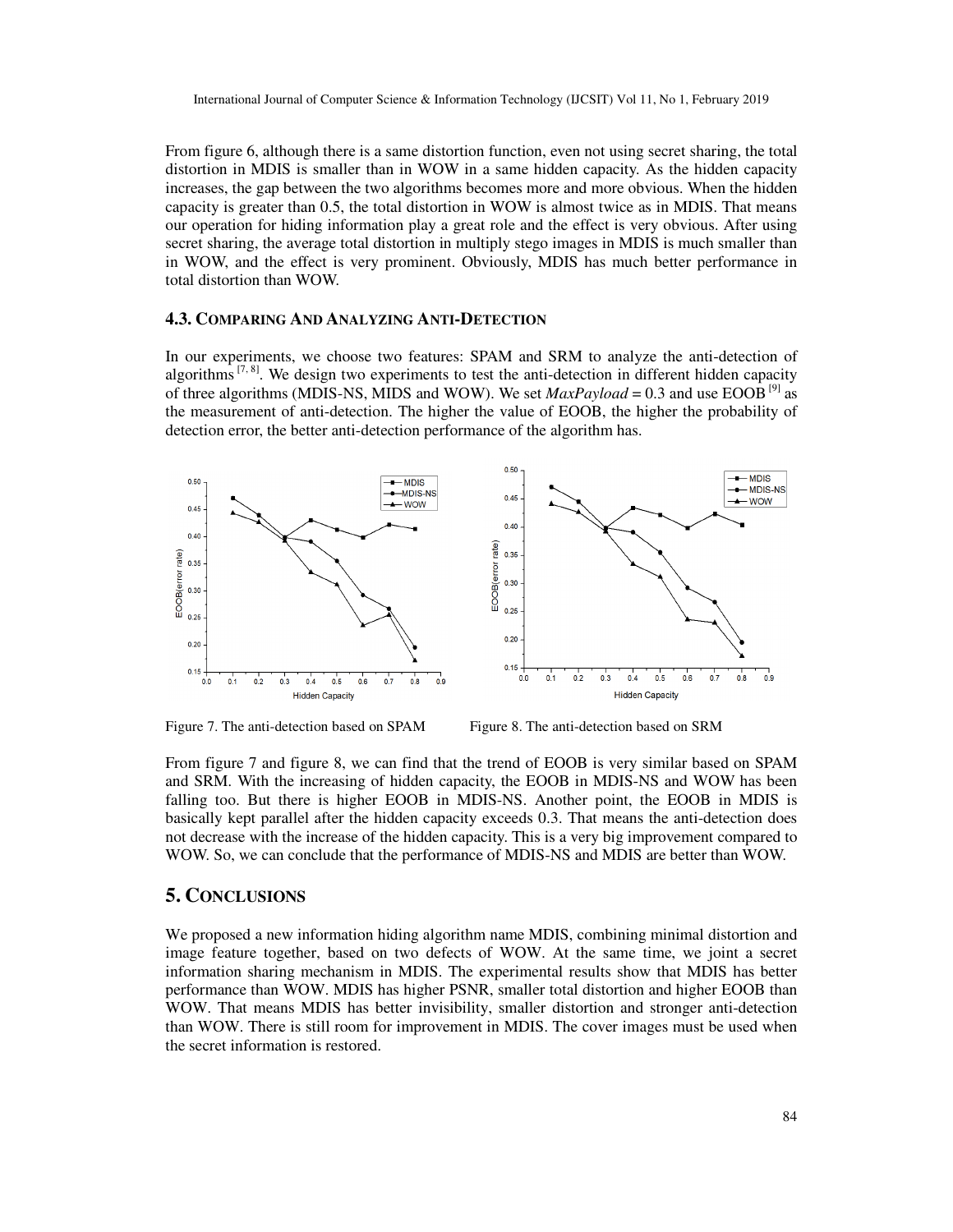From figure 6, although there is a same distortion function, even not using secret sharing, the total distortion in MDIS is smaller than in WOW in a same hidden capacity. As the hidden capacity increases, the gap between the two algorithms becomes more and more obvious. When the hidden capacity is greater than 0.5, the total distortion in WOW is almost twice as in MDIS. That means our operation for hiding information play a great role and the effect is very obvious. After using secret sharing, the average total distortion in multiply stego images in MDIS is much smaller than in WOW, and the effect is very prominent. Obviously, MDIS has much better performance in total distortion than WOW.

### 4.3. Comparing And Analyzing Anti-Detection

In our experiments, we choose two features: SPAM and SRM to analyze the anti-detection of algorithms [7, 8]. We design two experiments to test the anti-detection in different hidden capacity of three algorithms (MDIS-NS, MIDS and WOW). We set *MaxPayload* = 0.3 and use EOOB [9] as the measurement of anti-detection. The higher the value of EOOB, the higher the probability of detection error, the better anti-detection performance of the algorithm has.

Figure 7. The anti-detection based on SPAM

Figure 8. The anti-detection based on SRM

From figure 7 and figure 8, we can find that the trend of EOOB is very similar based on SPAM and SRM. With the increasing of hidden capacity, the EOOB in MDIS-NS and WOW has been falling too. But there is higher EOOB in MDIS-NS. Another point, the EOOB in MDIS is basically kept parallel after the hidden capacity exceeds 0.3. That means the anti-detection does not decrease with the increase of the hidden capacity. This is a very big improvement compared to WOW. So, we can conclude that the performance of MDIS-NS and MDIS are better than WOW.

## 5. Conclusions

We proposed a new information hiding algorithm name MDIS, combining minimal distortion and image feature together, based on two defects of WOW. At the same time, we joint a secret information sharing mechanism in MDIS. The experimental results show that MDIS has better performance than WOW. MDIS has higher PSNR, smaller total distortion and higher EOOB than WOW. That means MDIS has better invisibility, smaller distortion and stronger anti-detection than WOW. There is still room for improvement in MDIS. The cover images must be used when the secret information is restored.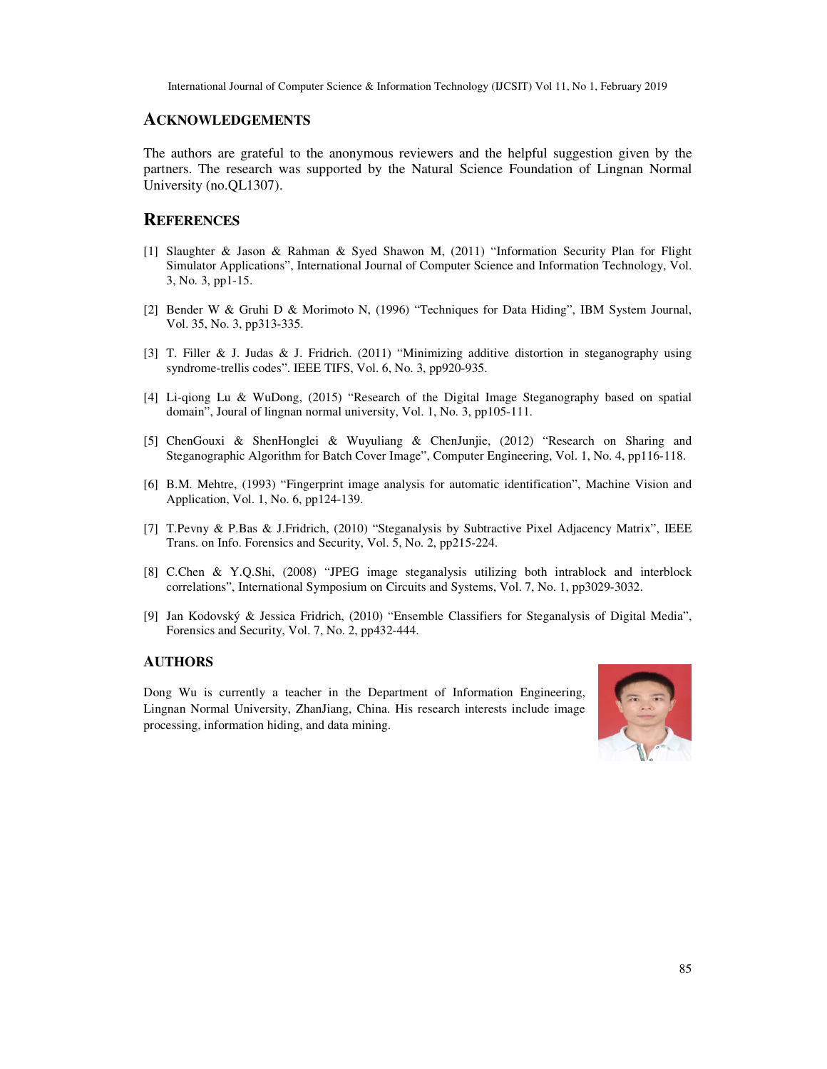## ACKNOWLEDGEMENTS

The authors are grateful to the anonymous reviewers and the helpful suggestion given by the partners. The research was supported by the Natural Science Foundation of Lingnan Normal University (no.QL1307).

## REFERENCES

[1] Slaughter & Jason & Rahman & Syed Shawon M, (2011) "Information Security Plan for Flight Simulator Applications", International Journal of Computer Science and Information Technology, Vol. 3, No. 3, pp1-15.

[2] Bender W & Gruhi D & Morimoto N, (1996) "Techniques for Data Hiding", IBM System Journal, Vol. 35, No. 3, pp313-335.

[3] T. Filler & J. Judas & J. Fridrich. (2011) "Minimizing additive distortion in steganography using syndrome-trellis codes". IEEE TIFS, Vol. 6, No. 3, pp920-935.

[4] Li-qiong Lu & WuDong, (2015) "Research of the Digital Image Steganography based on spatial domain", Joural of lingnan normal university, Vol. 1, No. 3, pp105-111.

[5] ChenGouxi & ShenHonglei & Wuyuliang & ChenJunjie, (2012) "Research on Sharing and Steganographic Algorithm for Batch Cover Image", Computer Engineering, Vol. 1, No. 4, pp116-118.

[6] B.M. Mehtre, (1993) "Fingerprint image analysis for automatic identification", Machine Vision and Application, Vol. 1, No. 6, pp124-139.

[7] T.Pevny & P.Bas & J.Fridrich, (2010) "Steganalysis by Subtractive Pixel Adjacency Matrix", IEEE Trans. on Info. Forensics and Security, Vol. 5, No. 2, pp215-224.

[8] C.Chen & Y.Q.Shi, (2008) "JPEG image steganalysis utilizing both intrablock and interblock correlations", International Symposium on Circuits and Systems, Vol. 7, No. 1, pp3029-3032.

[9] Jan Kodovský & Jessica Fridrich, (2010) "Ensemble Classifiers for Steganalysis of Digital Media", Forensics and Security, Vol. 7, No. 2, pp432-444.

## AUTHORS

Dong Wu is currently a teacher in the Department of Information Engineering, Lingnan Normal University, ZhanJiang, China. His research interests include image processing, information hiding, and data mining.